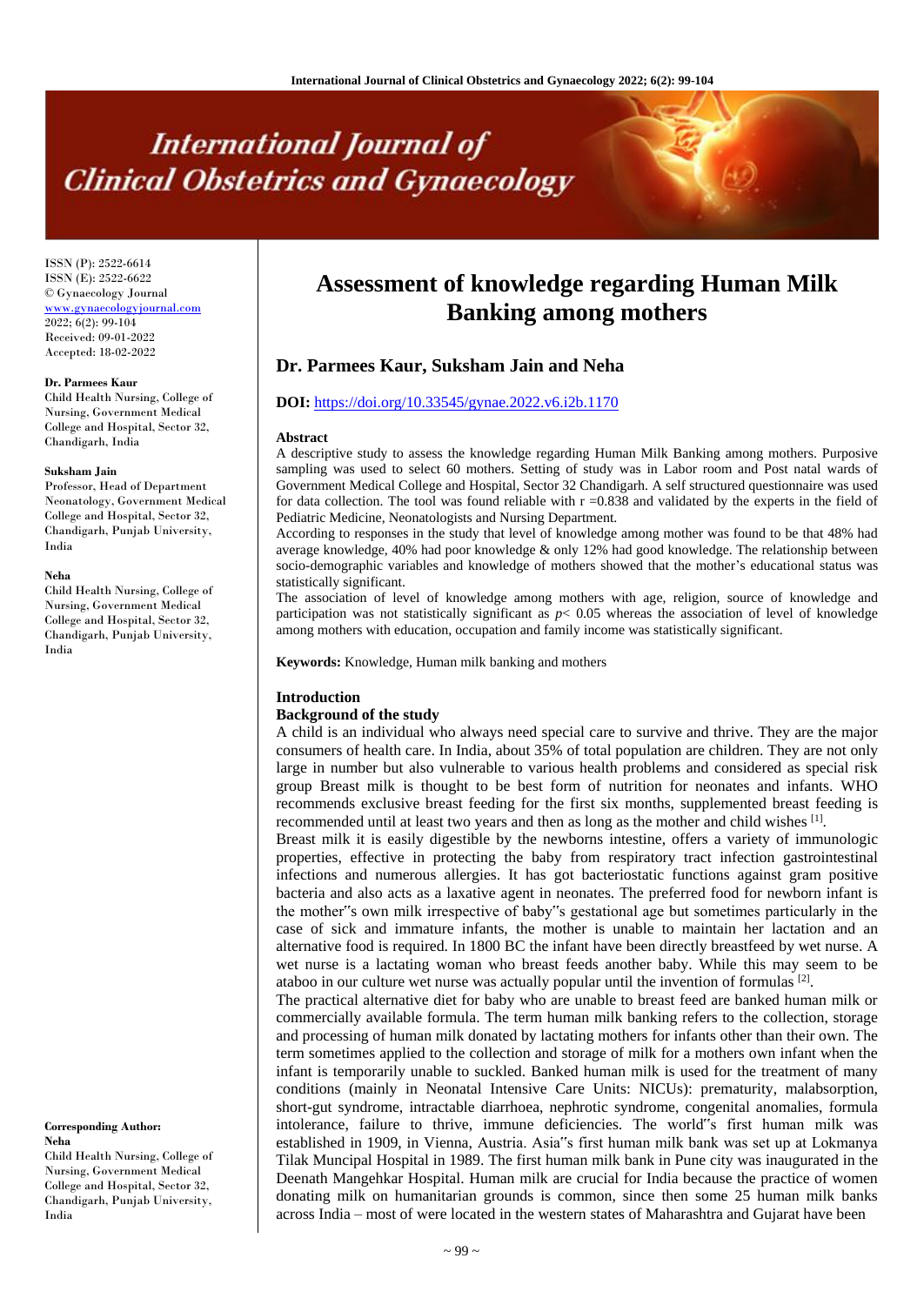# Assessment of knowledge regarding Human Milk Banking among mothers

## Dr. Parmees Kaur, Suksham Jain and Neha

**DOI:** https://doi.org/10.33545/gynae.2022.v6.i2b.1170

ISSN (P): 2522-6614
ISSN (E): 2522-6622
© Gynaecology Journal
www.gynaecologyjournal.com
2022; 6(2): 99-104
Received: 09-01-2022
Accepted: 18-02-2022

**Dr. Parmees Kaur**
Child Health Nursing, College of Nursing, Government Medical College and Hospital, Sector 32, Chandigarh, India

**Suksham Jain**
Professor, Head of Department Neonatology, Government Medical College and Hospital, Sector 32, Chandigarh, Punjab University, India

**Neha**
Child Health Nursing, College of Nursing, Government Medical College and Hospital, Sector 32, Chandigarh, Punjab University, India

**Corresponding Author:**
**Neha**
Child Health Nursing, College of Nursing, Government Medical College and Hospital, Sector 32, Chandigarh, Punjab University, India

### Abstract

A descriptive study to assess the knowledge regarding Human Milk Banking among mothers. Purposive sampling was used to select 60 mothers. Setting of study was in Labor room and Post natal wards of Government Medical College and Hospital, Sector 32 Chandigarh. A self structured questionnaire was used for data collection. The tool was found reliable with r =0.838 and validated by the experts in the field of Pediatric Medicine, Neonatologists and Nursing Department.

According to responses in the study that level of knowledge among mother was found to be that 48% had average knowledge, 40% had poor knowledge & only 12% had good knowledge. The relationship between socio-demographic variables and knowledge of mothers showed that the mother's educational status was statistically significant.

The association of level of knowledge among mothers with age, religion, source of knowledge and participation was not statistically significant as $p < 0.05$ whereas the association of level of knowledge among mothers with education, occupation and family income was statistically significant.

**Keywords:** Knowledge, Human milk banking and mothers

### Introduction

#### Background of the study

A child is an individual who always need special care to survive and thrive. They are the major consumers of health care. In India, about 35% of total population are children. They are not only large in number but also vulnerable to various health problems and considered as special risk group Breast milk is thought to be best form of nutrition for neonates and infants. WHO recommends exclusive breast feeding for the first six months, supplemented breast feeding is recommended until at least two years and then as long as the mother and child wishes [1].

Breast milk it is easily digestible by the newborns intestine, offers a variety of immunologic properties, effective in protecting the baby from respiratory tract infection gastrointestinal infections and numerous allergies. It has got bacteriostatic functions against gram positive bacteria and also acts as a laxative agent in neonates. The preferred food for newborn infant is the mother"s own milk irrespective of baby"s gestational age but sometimes particularly in the case of sick and immature infants, the mother is unable to maintain her lactation and an alternative food is required. In 1800 BC the infant have been directly breastfeed by wet nurse. A wet nurse is a lactating woman who breast feeds another baby. While this may seem to be ataboo in our culture wet nurse was actually popular until the invention of formulas [2].

The practical alternative diet for baby who are unable to breast feed are banked human milk or commercially available formula. The term human milk banking refers to the collection, storage and processing of human milk donated by lactating mothers for infants other than their own. The term sometimes applied to the collection and storage of milk for a mothers own infant when the infant is temporarily unable to suckled. Banked human milk is used for the treatment of many conditions (mainly in Neonatal Intensive Care Units: NICUs): prematurity, malabsorption, short-gut syndrome, intractable diarrhoea, nephrotic syndrome, congenital anomalies, formula intolerance, failure to thrive, immune deficiencies. The world"s first human milk was established in 1909, in Vienna, Austria. Asia"s first human milk bank was set up at Lokmanya Tilak Muncipal Hospital in 1989. The first human milk bank in Pune city was inaugurated in the Deenath Mangehkar Hospital. Human milk are crucial for India because the practice of women donating milk on humanitarian grounds is common, since then some 25 human milk banks across India – most of were located in the western states of Maharashtra and Gujarat have been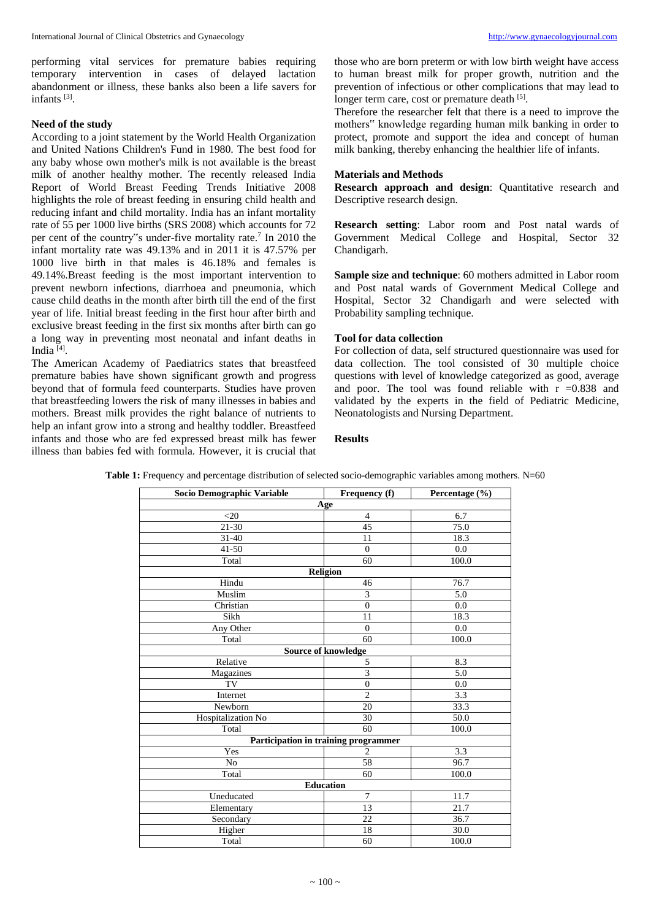performing vital services for premature babies requiring temporary intervention in cases of delayed lactation abandonment or illness, these banks also been a life savers for infants [3].

### Need of the study

According to a joint statement by the World Health Organization and United Nations Children's Fund in 1980. The best food for any baby whose own mother's milk is not available is the breast milk of another healthy mother. The recently released India Report of World Breast Feeding Trends Initiative 2008 highlights the role of breast feeding in ensuring child health and reducing infant and child mortality. India has an infant mortality rate of 55 per 1000 live births (SRS 2008) which accounts for 72 per cent of the country"s under-five mortality rate.[7] In 2010 the infant mortality rate was 49.13% and in 2011 it is 47.57% per 1000 live birth in that males is 46.18% and females is 49.14%.Breast feeding is the most important intervention to prevent newborn infections, diarrhoea and pneumonia, which cause child deaths in the month after birth till the end of the first year of life. Initial breast feeding in the first hour after birth and exclusive breast feeding in the first six months after birth can go a long way in preventing most neonatal and infant deaths in India [4].

The American Academy of Paediatrics states that breastfeed premature babies have shown significant growth and progress beyond that of formula feed counterparts. Studies have proven that breastfeeding lowers the risk of many illnesses in babies and mothers. Breast milk provides the right balance of nutrients to help an infant grow into a strong and healthy toddler. Breastfeed infants and those who are fed expressed breast milk has fewer illness than babies fed with formula. However, it is crucial that those who are born preterm or with low birth weight have access to human breast milk for proper growth, nutrition and the prevention of infectious or other complications that may lead to longer term care, cost or premature death [5].

Therefore the researcher felt that there is a need to improve the mothers" knowledge regarding human milk banking in order to protect, promote and support the idea and concept of human milk banking, thereby enhancing the healthier life of infants.

### Materials and Methods

**Research approach and design**: Quantitative research and Descriptive research design.

**Research setting**: Labor room and Post natal wards of Government Medical College and Hospital, Sector 32 Chandigarh.

**Sample size and technique**: 60 mothers admitted in Labor room and Post natal wards of Government Medical College and Hospital, Sector 32 Chandigarh and were selected with Probability sampling technique.

### Tool for data collection

For collection of data, self structured questionnaire was used for data collection. The tool consisted of 30 multiple choice questions with level of knowledge categorized as good, average and poor. The tool was found reliable with r =0.838 and validated by the experts in the field of Pediatric Medicine, Neonatologists and Nursing Department.

### Results

**Table 1:** Frequency and percentage distribution of selected socio-demographic variables among mothers. N=60

| Socio Demographic Variable | Frequency (f) | Percentage (%) |
|---|---|---|
| **Age** | | |
| <20 | 4 | 6.7 |
| 21-30 | 45 | 75.0 |
| 31-40 | 11 | 18.3 |
| 41-50 | 0 | 0.0 |
| Total | 60 | 100.0 |
| **Religion** | | |
| Hindu | 46 | 76.7 |
| Muslim | 3 | 5.0 |
| Christian | 0 | 0.0 |
| Sikh | 11 | 18.3 |
| Any Other | 0 | 0.0 |
| Total | 60 | 100.0 |
| **Source of knowledge** | | |
| Relative | 5 | 8.3 |
| Magazines | 3 | 5.0 |
| TV | 0 | 0.0 |
| Internet | 2 | 3.3 |
| Newborn | 20 | 33.3 |
| Hospitalization No | 30 | 50.0 |
| Total | 60 | 100.0 |
| **Participation in training programmer** | | |
| Yes | 2 | 3.3 |
| No | 58 | 96.7 |
| Total | 60 | 100.0 |
| **Education** | | |
| Uneducated | 7 | 11.7 |
| Elementary | 13 | 21.7 |
| Secondary | 22 | 36.7 |
| Higher | 18 | 30.0 |
| Total | 60 | 100.0 |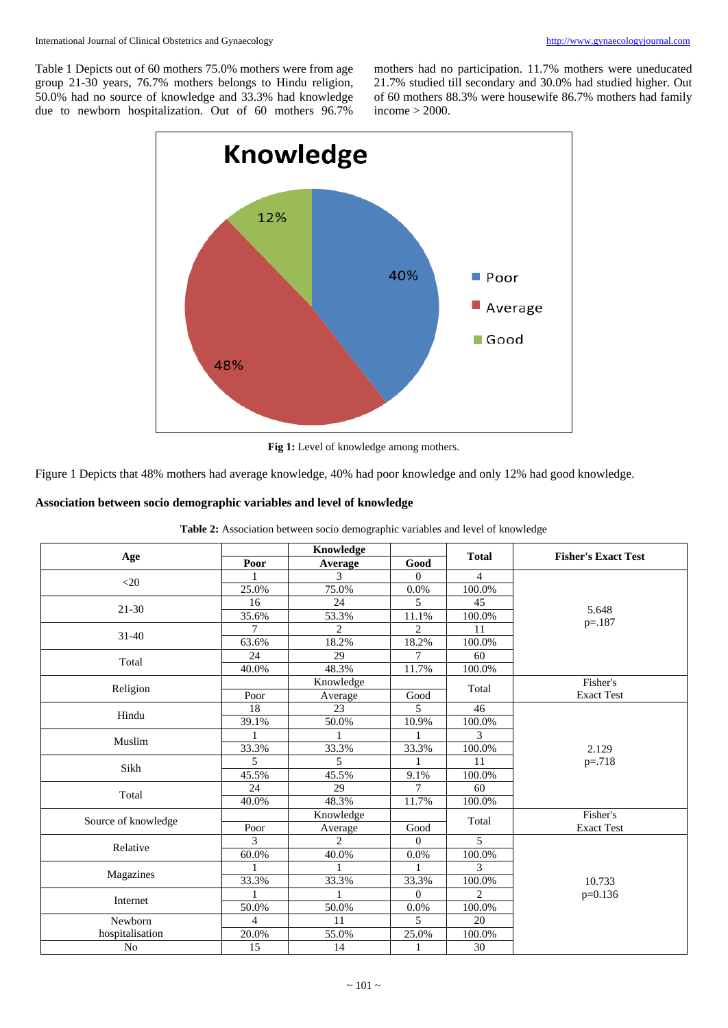Table 1 Depicts out of 60 mothers 75.0% mothers were from age group 21-30 years, 76.7% mothers belongs to Hindu religion, 50.0% had no source of knowledge and 33.3% had knowledge due to newborn hospitalization. Out of 60 mothers 96.7% mothers had no participation. 11.7% mothers were uneducated 21.7% studied till secondary and 30.0% had studied higher. Out of 60 mothers 88.3% were housewife 86.7% mothers had family income > 2000.

Fig 1: Level of knowledge among mothers.

Figure 1 Depicts that 48% mothers had average knowledge, 40% had poor knowledge and only 12% had good knowledge.

**Association between socio demographic variables and level of knowledge**

**Table 2:** Association between socio demographic variables and level of knowledge

| Age | Knowledge | | | Total | Fisher's Exact Test |
|---|---|---|---|---|---|
| | Poor | Average | Good | | |
| <20 | 1 | 3 | 0 | 4 | 5.648 p=.187 |
| | 25.0% | 75.0% | 0.0% | 100.0% | |
| 21-30 | 16 | 24 | 5 | 45 | |
| | 35.6% | 53.3% | 11.1% | 100.0% | |
| 31-40 | 7 | 2 | 2 | 11 | |
| | 63.6% | 18.2% | 18.2% | 100.0% | |
| Total | 24 | 29 | 7 | 60 | |
| | 40.0% | 48.3% | 11.7% | 100.0% | |
| Religion | Knowledge | | | Total | Fisher's Exact Test |
| | Poor | Average | Good | | |
| Hindu | 18 | 23 | 5 | 46 | 2.129 p=.718 |
| | 39.1% | 50.0% | 10.9% | 100.0% | |
| Muslim | 1 | 1 | 1 | 3 | |
| | 33.3% | 33.3% | 33.3% | 100.0% | |
| Sikh | 5 | 5 | 1 | 11 | |
| | 45.5% | 45.5% | 9.1% | 100.0% | |
| Total | 24 | 29 | 7 | 60 | |
| | 40.0% | 48.3% | 11.7% | 100.0% | |
| Source of knowledge | Knowledge | | | Total | Fisher's Exact Test |
| | Poor | Average | Good | | |
| Relative | 3 | 2 | 0 | 5 | 10.733 p=0.136 |
| | 60.0% | 40.0% | 0.0% | 100.0% | |
| Magazines | 1 | 1 | 1 | 3 | |
| | 33.3% | 33.3% | 33.3% | 100.0% | |
| Internet | 1 | 1 | 0 | 2 | |
| | 50.0% | 50.0% | 0.0% | 100.0% | |
| Newborn hospitalisation | 4 | 11 | 5 | 20 | |
| | 20.0% | 55.0% | 25.0% | 100.0% | |
| No | 15 | 14 | 1 | 30 | |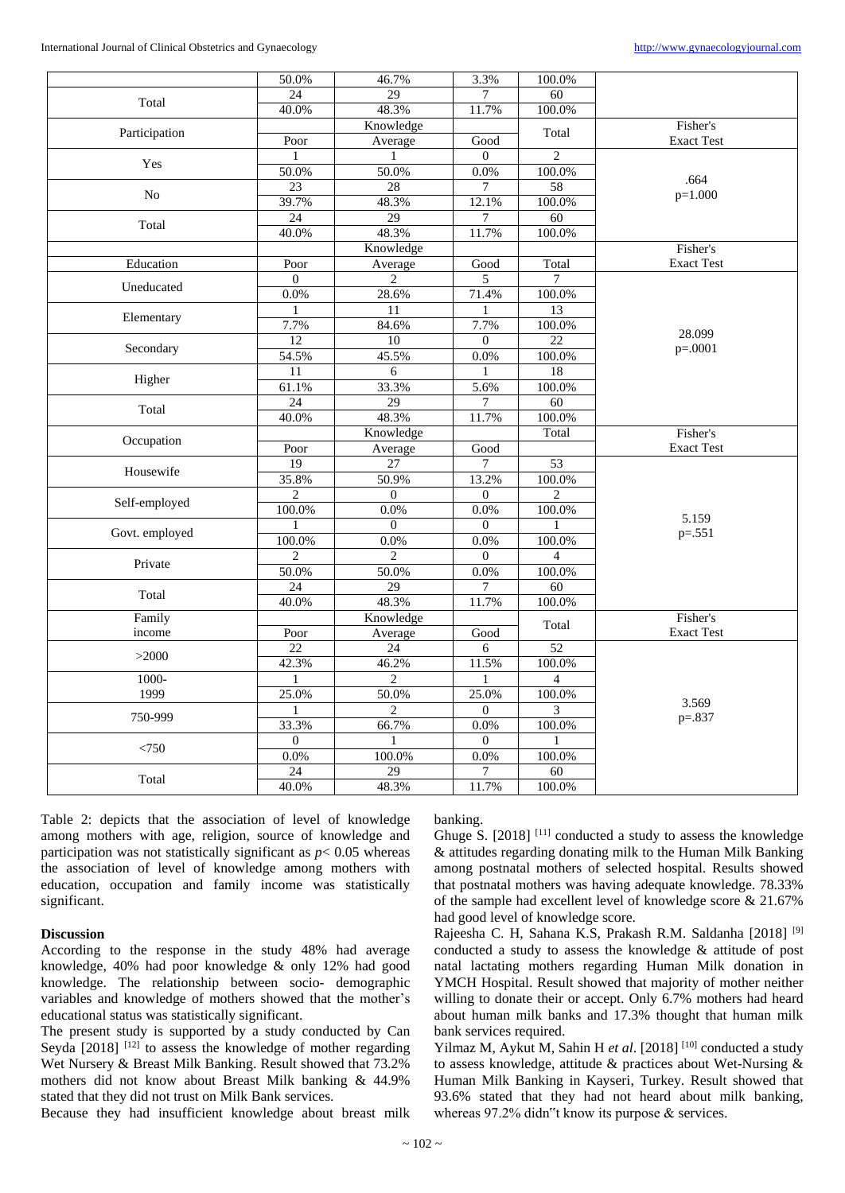| | Poor | Average | Good | Total | |
|---|---|---|---|---|---|
| | 50.0% | 46.7% | 3.3% | 100.0% | |
| Total | 24 | 29 | 7 | 60 | |
| | 40.0% | 48.3% | 11.7% | 100.0% | |
| Participation | | Knowledge | | Total | Fisher's |
| | Poor | Average | Good | | Exact Test |
| Yes | 1 | 1 | 0 | 2 | .664 p=1.000 |
| | 50.0% | 50.0% | 0.0% | 100.0% | |
| No | 23 | 28 | 7 | 58 | |
| | 39.7% | 48.3% | 12.1% | 100.0% | |
| Total | 24 | 29 | 7 | 60 | |
| | 40.0% | 48.3% | 11.7% | 100.0% | |
| | | Knowledge | | | Fisher's |
| Education | Poor | Average | Good | Total | Exact Test |
| Uneducated | 0 | 2 | 5 | 7 | 28.099 p=.0001 |
| | 0.0% | 28.6% | 71.4% | 100.0% | |
| Elementary | 1 | 11 | 1 | 13 | |
| | 7.7% | 84.6% | 7.7% | 100.0% | |
| Secondary | 12 | 10 | 0 | 22 | |
| | 54.5% | 45.5% | 0.0% | 100.0% | |
| Higher | 11 | 6 | 1 | 18 | |
| | 61.1% | 33.3% | 5.6% | 100.0% | |
| Total | 24 | 29 | 7 | 60 | |
| | 40.0% | 48.3% | 11.7% | 100.0% | |
| Occupation | | Knowledge | | Total | Fisher's |
| | Poor | Average | Good | | Exact Test |
| Housewife | 19 | 27 | 7 | 53 | 5.159 p=.551 |
| | 35.8% | 50.9% | 13.2% | 100.0% | |
| Self-employed | 2 | 0 | 0 | 2 | |
| | 100.0% | 0.0% | 0.0% | 100.0% | |
| Govt. employed | 1 | 0 | 0 | 1 | |
| | 100.0% | 0.0% | 0.0% | 100.0% | |
| Private | 2 | 2 | 0 | 4 | |
| | 50.0% | 50.0% | 0.0% | 100.0% | |
| Total | 24 | 29 | 7 | 60 | |
| | 40.0% | 48.3% | 11.7% | 100.0% | |
| Family income | | Knowledge | | Total | Fisher's |
| | Poor | Average | Good | | Exact Test |
| >2000 | 22 | 24 | 6 | 52 | 3.569 p=.837 |
| | 42.3% | 46.2% | 11.5% | 100.0% | |
| 1000-1999 | 1 | 2 | 1 | 4 | |
| | 25.0% | 50.0% | 25.0% | 100.0% | |
| 750-999 | 1 | 2 | 0 | 3 | |
| | 33.3% | 66.7% | 0.0% | 100.0% | |
| <750 | 0 | 1 | 0 | 1 | |
| | 0.0% | 100.0% | 0.0% | 100.0% | |
| Total | 24 | 29 | 7 | 60 | |
| | 40.0% | 48.3% | 11.7% | 100.0% | |

Table 2: depicts that the association of level of knowledge among mothers with age, religion, source of knowledge and participation was not statistically significant as $p < 0.05$ whereas the association of level of knowledge among mothers with education, occupation and family income was statistically significant.

## Discussion

According to the response in the study 48% had average knowledge, 40% had poor knowledge & only 12% had good knowledge. The relationship between socio- demographic variables and knowledge of mothers showed that the mother's educational status was statistically significant.

The present study is supported by a study conducted by Can Seyda [2018] [12] to assess the knowledge of mother regarding Wet Nursery & Breast Milk Banking. Result showed that 73.2% mothers did not know about Breast Milk banking & 44.9% stated that they did not trust on Milk Bank services.

Because they had insufficient knowledge about breast milk banking.

Ghuge S. [2018] [11] conducted a study to assess the knowledge & attitudes regarding donating milk to the Human Milk Banking among postnatal mothers of selected hospital. Results showed that postnatal mothers was having adequate knowledge. 78.33% of the sample had excellent level of knowledge score & 21.67% had good level of knowledge score.

Rajeesha C. H, Sahana K.S, Prakash R.M. Saldanha [2018] [9] conducted a study to assess the knowledge & attitude of post natal lactating mothers regarding Human Milk donation in YMCH Hospital. Result showed that majority of mother neither willing to donate their or accept. Only 6.7% mothers had heard about human milk banks and 17.3% thought that human milk bank services required.

Yilmaz M, Aykut M, Sahin H *et al*. [2018] [10] conducted a study to assess knowledge, attitude & practices about Wet-Nursing & Human Milk Banking in Kayseri, Turkey. Result showed that 93.6% stated that they had not heard about milk banking, whereas 97.2% didn"t know its purpose & services.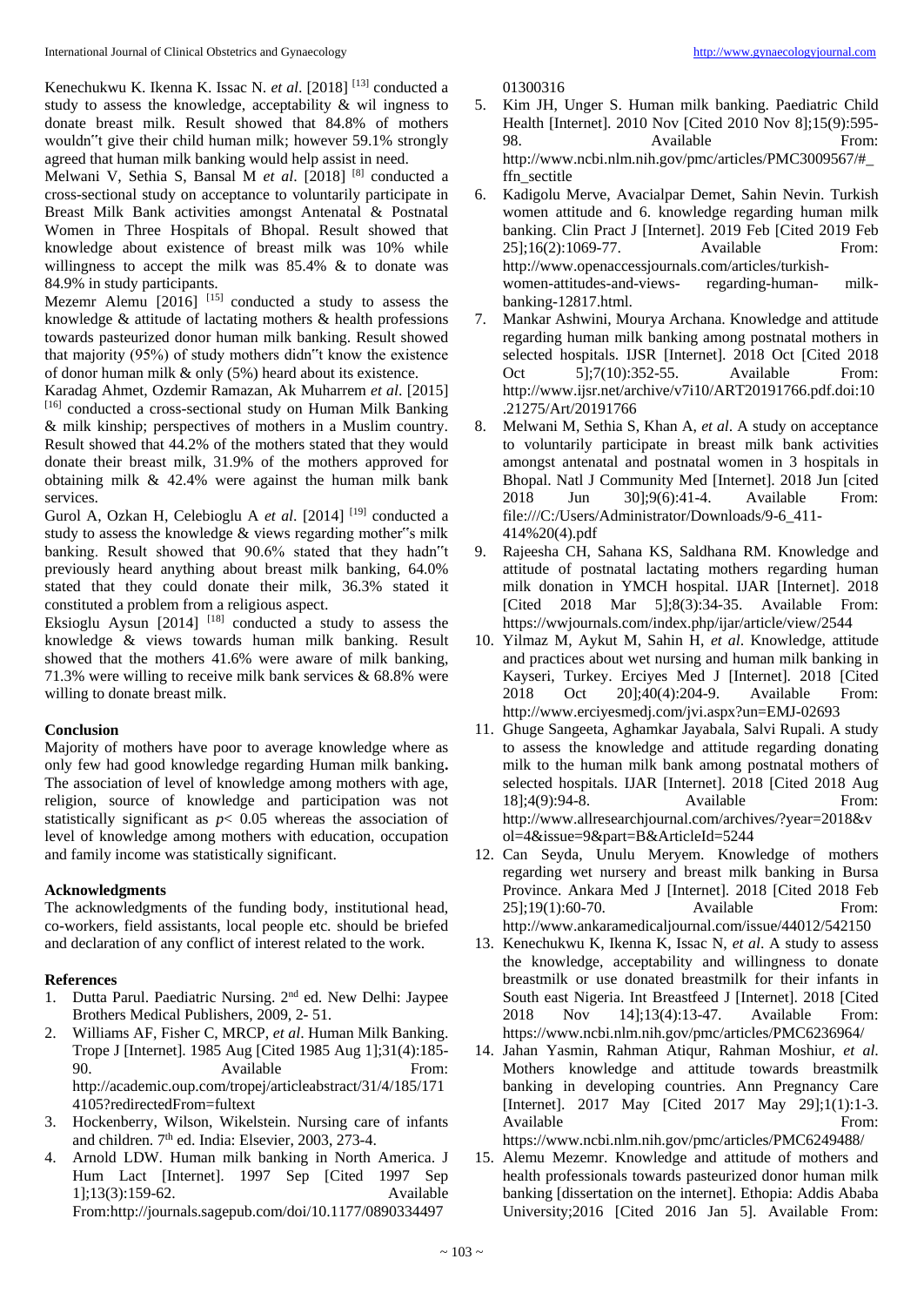Kenechukwu K. Ikenna K. Issac N. *et al*. [2018] [13] conducted a study to assess the knowledge, acceptability & wil ingness to donate breast milk. Result showed that 84.8% of mothers wouldn"t give their child human milk; however 59.1% strongly agreed that human milk banking would help assist in need.

Melwani V, Sethia S, Bansal M *et al*. [2018] [8] conducted a cross-sectional study on acceptance to voluntarily participate in Breast Milk Bank activities amongst Antenatal & Postnatal Women in Three Hospitals of Bhopal. Result showed that knowledge about existence of breast milk was 10% while willingness to accept the milk was 85.4% & to donate was 84.9% in study participants.

Mezemr Alemu [2016] [15] conducted a study to assess the knowledge & attitude of lactating mothers & health professions towards pasteurized donor human milk banking. Result showed that majority (95%) of study mothers didn"t know the existence of donor human milk & only (5%) heard about its existence.

Karadag Ahmet, Ozdemir Ramazan, Ak Muharrem *et al*. [2015] [16] conducted a cross-sectional study on Human Milk Banking & milk kinship; perspectives of mothers in a Muslim country. Result showed that 44.2% of the mothers stated that they would donate their breast milk, 31.9% of the mothers approved for obtaining milk & 42.4% were against the human milk bank services.

Gurol A, Ozkan H, Celebioglu A *et al*. [2014] [19] conducted a study to assess the knowledge & views regarding mother"s milk banking. Result showed that 90.6% stated that they hadn"t previously heard anything about breast milk banking, 64.0% stated that they could donate their milk, 36.3% stated it constituted a problem from a religious aspect.

Eksioglu Aysun [2014] [18] conducted a study to assess the knowledge & views towards human milk banking. Result showed that the mothers 41.6% were aware of milk banking, 71.3% were willing to receive milk bank services & 68.8% were willing to donate breast milk.

## Conclusion

Majority of mothers have poor to average knowledge where as only few had good knowledge regarding Human milk banking**.** The association of level of knowledge among mothers with age, religion, source of knowledge and participation was not statistically significant as $p < 0.05$ whereas the association of level of knowledge among mothers with education, occupation and family income was statistically significant.

## Acknowledgments

The acknowledgments of the funding body, institutional head, co-workers, field assistants, local people etc. should be briefed and declaration of any conflict of interest related to the work.

## References

1. Dutta Parul. Paediatric Nursing. 2nd ed. New Delhi: Jaypee Brothers Medical Publishers, 2009, 2- 51.
2. Williams AF, Fisher C, MRCP, *et al*. Human Milk Banking. Trope J [Internet]. 1985 Aug [Cited 1985 Aug 1];31(4):185-90. Available From: http://academic.oup.com/tropej/articleabstract/31/4/185/1714105?redirectedFrom=fultext
3. Hockenberry, Wilson, Wikelstein. Nursing care of infants and children. 7th ed. India: Elsevier, 2003, 273-4.
4. Arnold LDW. Human milk banking in North America. J Hum Lact [Internet]. 1997 Sep [Cited 1997 Sep 1];13(3):159-62. Available From:http://journals.sagepub.com/doi/10.1177/089033449701300316
5. Kim JH, Unger S. Human milk banking. Paediatric Child Health [Internet]. 2010 Nov [Cited 2010 Nov 8];15(9):595-98. Available From: http://www.ncbi.nlm.nih.gov/pmc/articles/PMC3009567/#_ffn_sectitle
6. Kadigolu Merve, Avacialpar Demet, Sahin Nevin. Turkish women attitude and 6. knowledge regarding human milk banking. Clin Pract J [Internet]. 2019 Feb [Cited 2019 Feb 25];16(2):1069-77. Available From: http://www.openaccessjournals.com/articles/turkish-women-attitudes-and-views- regarding-human- milk-banking-12817.html.
7. Mankar Ashwini, Mourya Archana. Knowledge and attitude regarding human milk banking among postnatal mothers in selected hospitals. IJSR [Internet]. 2018 Oct [Cited 2018 Oct 5];7(10):352-55. Available From: http://www.ijsr.net/archive/v7i10/ART20191766.pdf.doi:10.21275/Art/20191766
8. Melwani M, Sethia S, Khan A, *et al*. A study on acceptance to voluntarily participate in breast milk bank activities amongst antenatal and postnatal women in 3 hospitals in Bhopal. Natl J Community Med [Internet]. 2018 Jun [cited 2018 Jun 30];9(6):41-4. Available From: file:///C:/Users/Administrator/Downloads/9-6_411-414%20(4).pdf
9. Rajeesha CH, Sahana KS, Saldhana RM. Knowledge and attitude of postnatal lactating mothers regarding human milk donation in YMCH hospital. IJAR [Internet]. 2018 [Cited 2018 Mar 5];8(3):34-35. Available From: https://wwjournals.com/index.php/ijar/article/view/2544
10. Yilmaz M, Aykut M, Sahin H, *et al*. Knowledge, attitude and practices about wet nursing and human milk banking in Kayseri, Turkey. Erciyes Med J [Internet]. 2018 [Cited 2018 Oct 20];40(4):204-9. Available From: http://www.erciyesmedj.com/jvi.aspx?un=EMJ-02693
11. Ghuge Sangeeta, Aghamkar Jayabala, Salvi Rupali. A study to assess the knowledge and attitude regarding donating milk to the human milk bank among postnatal mothers of selected hospitals. IJAR [Internet]. 2018 [Cited 2018 Aug 18];4(9):94-8. Available From: http://www.allresearchjournal.com/archives/?year=2018&vol=4&issue=9&part=B&ArticleId=5244
12. Can Seyda, Unulu Meryem. Knowledge of mothers regarding wet nursery and breast milk banking in Bursa Province. Ankara Med J [Internet]. 2018 [Cited 2018 Feb 25];19(1):60-70. Available From: http://www.ankaramedicaljournal.com/issue/44012/542150
13. Kenechukwu K, Ikenna K, Issac N, *et al*. A study to assess the knowledge, acceptability and willingness to donate breastmilk or use donated breastmilk for their infants in South east Nigeria. Int Breastfeed J [Internet]. 2018 [Cited 2018 Nov 14];13(4):13-47. Available From: https://www.ncbi.nlm.nih.gov/pmc/articles/PMC6236964/
14. Jahan Yasmin, Rahman Atiqur, Rahman Moshiur, *et al*. Mothers knowledge and attitude towards breastmilk banking in developing countries. Ann Pregnancy Care [Internet]. 2017 May [Cited 2017 May 29];1(1):1-3. Available From: https://www.ncbi.nlm.nih.gov/pmc/articles/PMC6249488/
15. Alemu Mezemr. Knowledge and attitude of mothers and health professionals towards pasteurized donor human milk banking [dissertation on the internet]. Ethopia: Addis Ababa University;2016 [Cited 2016 Jan 5]. Available From: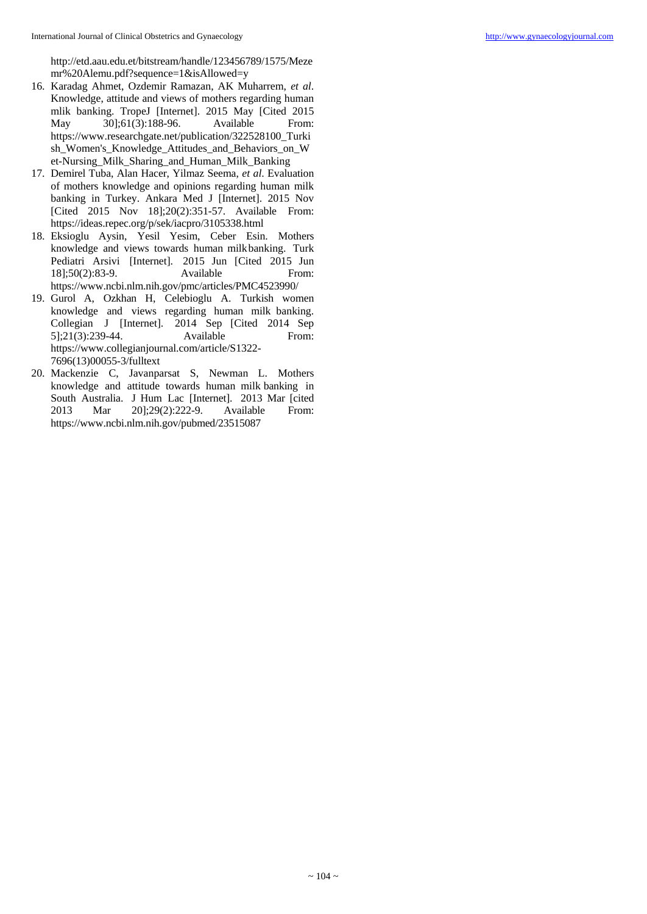http://etd.aau.edu.et/bitstream/handle/123456789/1575/Mezemr%20Alemu.pdf?sequence=1&isAllowed=y

16. Karadag Ahmet, Ozdemir Ramazan, AK Muharrem, *et al*. Knowledge, attitude and views of mothers regarding human mlik banking. TropeJ [Internet]. 2015 May [Cited 2015 May 30];61(3):188-96. Available From: https://www.researchgate.net/publication/322528100_Turkish_Women's_Knowledge_Attitudes_and_Behaviors_on_Wet-Nursing_Milk_Sharing_and_Human_Milk_Banking
17. Demirel Tuba, Alan Hacer, Yilmaz Seema, *et al*. Evaluation of mothers knowledge and opinions regarding human milk banking in Turkey. Ankara Med J [Internet]. 2015 Nov [Cited 2015 Nov 18];20(2):351-57. Available From: https://ideas.repec.org/p/sek/iacpro/3105338.html
18. Eksioglu Aysin, Yesil Yesim, Ceber Esin. Mothers knowledge and views towards human milkbanking. Turk Pediatri Arsivi [Internet]. 2015 Jun [Cited 2015 Jun 18];50(2):83-9. Available From: https://www.ncbi.nlm.nih.gov/pmc/articles/PMC4523990/
19. Gurol A, Ozkhan H, Celebioglu A. Turkish women knowledge and views regarding human milk banking. Collegian J [Internet]. 2014 Sep [Cited 2014 Sep 5];21(3):239-44. Available From: https://www.collegianjournal.com/article/S1322-7696(13)00055-3/fulltext
20. Mackenzie C, Javanparsat S, Newman L. Mothers knowledge and attitude towards human milk banking in South Australia. J Hum Lac [Internet]. 2013 Mar [cited 2013 Mar 20];29(2):222-9. Available From: https://www.ncbi.nlm.nih.gov/pubmed/23515087